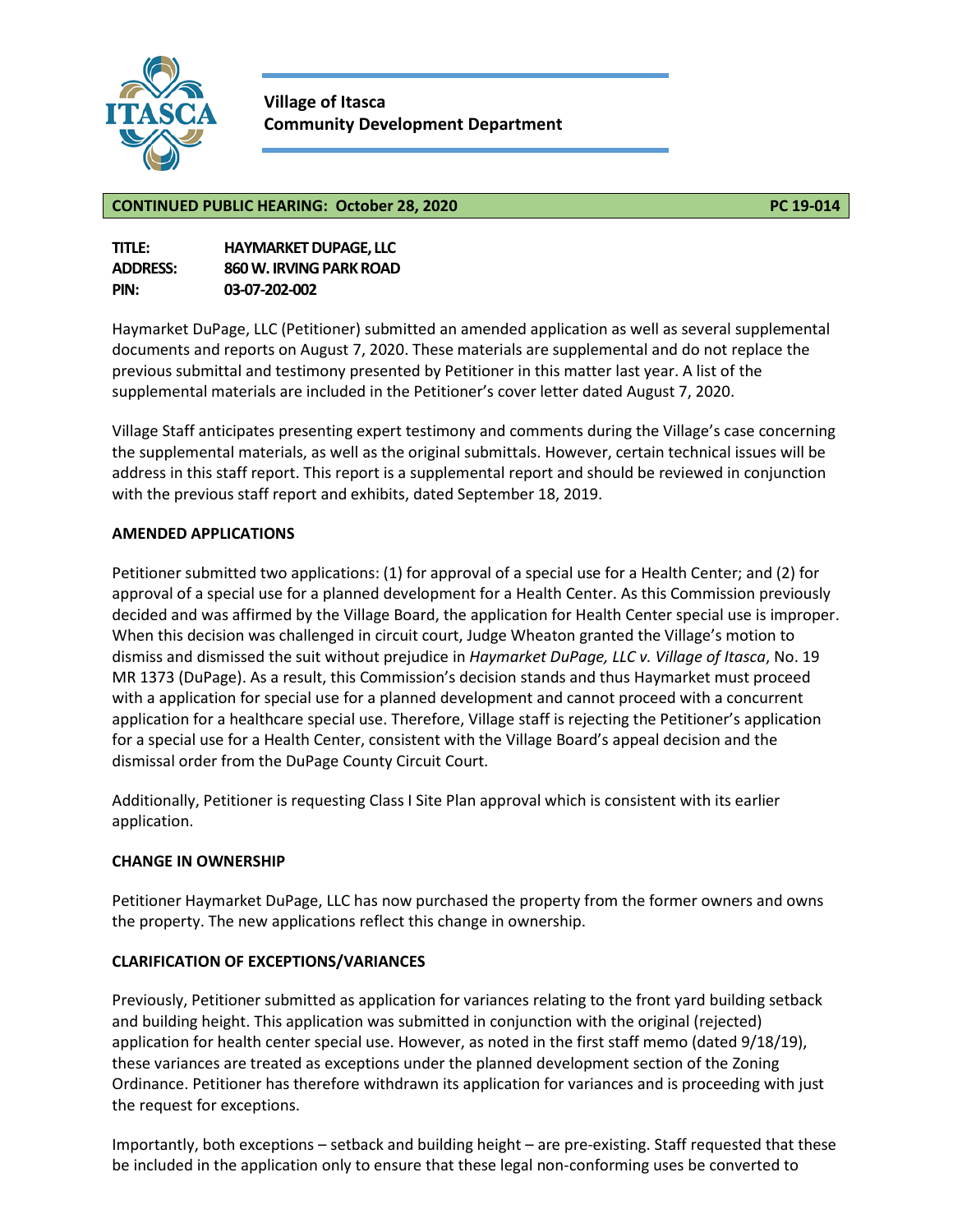**Village of Itasca**
**Community Development Department**

**CONTINUED PUBLIC HEARING: October 28, 2020** **PC 19-014**

**TITLE:** **HAYMARKET DUPAGE, LLC**
**ADDRESS:** **860 W. IRVING PARK ROAD**
**PIN:** **03-07-202-002**

Haymarket DuPage, LLC (Petitioner) submitted an amended application as well as several supplemental documents and reports on August 7, 2020. These materials are supplemental and do not replace the previous submittal and testimony presented by Petitioner in this matter last year. A list of the supplemental materials are included in the Petitioner's cover letter dated August 7, 2020.

Village Staff anticipates presenting expert testimony and comments during the Village's case concerning the supplemental materials, as well as the original submittals. However, certain technical issues will be address in this staff report. This report is a supplemental report and should be reviewed in conjunction with the previous staff report and exhibits, dated September 18, 2019.

**AMENDED APPLICATIONS**

Petitioner submitted two applications: (1) for approval of a special use for a Health Center; and (2) for approval of a special use for a planned development for a Health Center. As this Commission previously decided and was affirmed by the Village Board, the application for Health Center special use is improper. When this decision was challenged in circuit court, Judge Wheaton granted the Village's motion to dismiss and dismissed the suit without prejudice in *Haymarket DuPage, LLC v. Village of Itasca*, No. 19 MR 1373 (DuPage). As a result, this Commission's decision stands and thus Haymarket must proceed with a application for special use for a planned development and cannot proceed with a concurrent application for a healthcare special use. Therefore, Village staff is rejecting the Petitioner's application for a special use for a Health Center, consistent with the Village Board's appeal decision and the dismissal order from the DuPage County Circuit Court.

Additionally, Petitioner is requesting Class I Site Plan approval which is consistent with its earlier application.

**CHANGE IN OWNERSHIP**

Petitioner Haymarket DuPage, LLC has now purchased the property from the former owners and owns the property. The new applications reflect this change in ownership.

**CLARIFICATION OF EXCEPTIONS/VARIANCES**

Previously, Petitioner submitted as application for variances relating to the front yard building setback and building height. This application was submitted in conjunction with the original (rejected) application for health center special use. However, as noted in the first staff memo (dated 9/18/19), these variances are treated as exceptions under the planned development section of the Zoning Ordinance. Petitioner has therefore withdrawn its application for variances and is proceeding with just the request for exceptions.

Importantly, both exceptions – setback and building height – are pre-existing. Staff requested that these be included in the application only to ensure that these legal non-conforming uses be converted to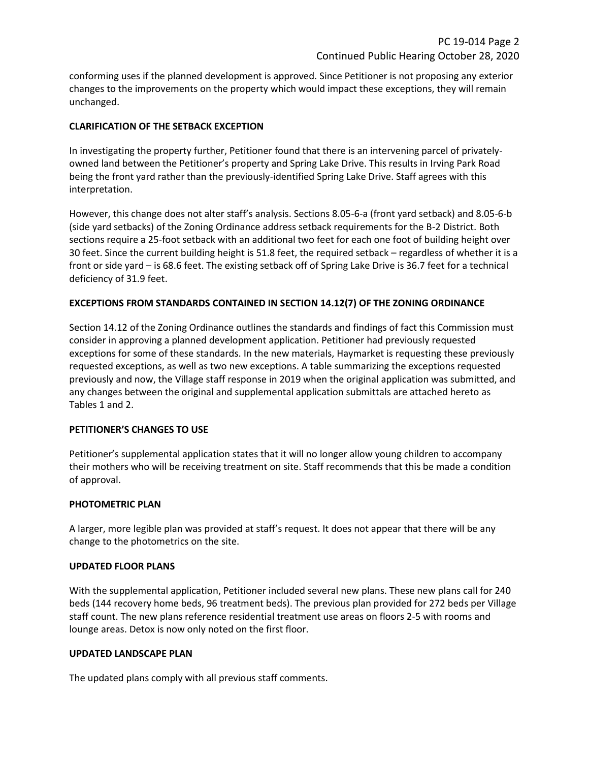conforming uses if the planned development is approved. Since Petitioner is not proposing any exterior changes to the improvements on the property which would impact these exceptions, they will remain unchanged.

**CLARIFICATION OF THE SETBACK EXCEPTION**

In investigating the property further, Petitioner found that there is an intervening parcel of privately-owned land between the Petitioner's property and Spring Lake Drive. This results in Irving Park Road being the front yard rather than the previously-identified Spring Lake Drive. Staff agrees with this interpretation.

However, this change does not alter staff's analysis. Sections 8.05-6-a (front yard setback) and 8.05-6-b (side yard setbacks) of the Zoning Ordinance address setback requirements for the B-2 District. Both sections require a 25-foot setback with an additional two feet for each one foot of building height over 30 feet. Since the current building height is 51.8 feet, the required setback – regardless of whether it is a front or side yard – is 68.6 feet. The existing setback off of Spring Lake Drive is 36.7 feet for a technical deficiency of 31.9 feet.

**EXCEPTIONS FROM STANDARDS CONTAINED IN SECTION 14.12(7) OF THE ZONING ORDINANCE**

Section 14.12 of the Zoning Ordinance outlines the standards and findings of fact this Commission must consider in approving a planned development application. Petitioner had previously requested exceptions for some of these standards. In the new materials, Haymarket is requesting these previously requested exceptions, as well as two new exceptions. A table summarizing the exceptions requested previously and now, the Village staff response in 2019 when the original application was submitted, and any changes between the original and supplemental application submittals are attached hereto as Tables 1 and 2.

**PETITIONER'S CHANGES TO USE**

Petitioner's supplemental application states that it will no longer allow young children to accompany their mothers who will be receiving treatment on site. Staff recommends that this be made a condition of approval.

**PHOTOMETRIC PLAN**

A larger, more legible plan was provided at staff's request. It does not appear that there will be any change to the photometrics on the site.

**UPDATED FLOOR PLANS**

With the supplemental application, Petitioner included several new plans. These new plans call for 240 beds (144 recovery home beds, 96 treatment beds). The previous plan provided for 272 beds per Village staff count. The new plans reference residential treatment use areas on floors 2-5 with rooms and lounge areas. Detox is now only noted on the first floor.

**UPDATED LANDSCAPE PLAN**

The updated plans comply with all previous staff comments.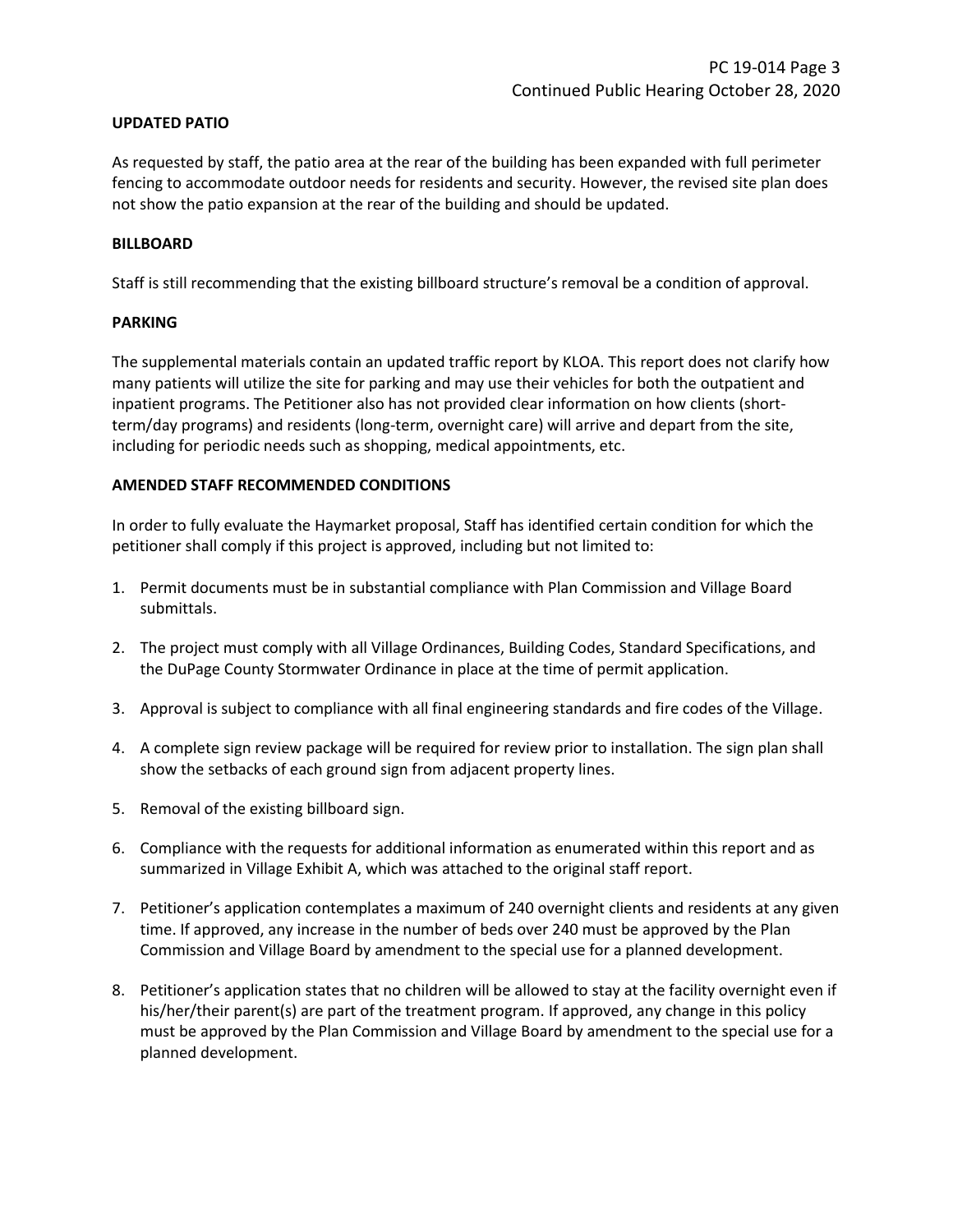## UPDATED PATIO

As requested by staff, the patio area at the rear of the building has been expanded with full perimeter fencing to accommodate outdoor needs for residents and security. However, the revised site plan does not show the patio expansion at the rear of the building and should be updated.

## BILLBOARD

Staff is still recommending that the existing billboard structure's removal be a condition of approval.

## PARKING

The supplemental materials contain an updated traffic report by KLOA. This report does not clarify how many patients will utilize the site for parking and may use their vehicles for both the outpatient and inpatient programs. The Petitioner also has not provided clear information on how clients (short-term/day programs) and residents (long-term, overnight care) will arrive and depart from the site, including for periodic needs such as shopping, medical appointments, etc.

## AMENDED STAFF RECOMMENDED CONDITIONS

In order to fully evaluate the Haymarket proposal, Staff has identified certain condition for which the petitioner shall comply if this project is approved, including but not limited to:

1. Permit documents must be in substantial compliance with Plan Commission and Village Board submittals.
2. The project must comply with all Village Ordinances, Building Codes, Standard Specifications, and the DuPage County Stormwater Ordinance in place at the time of permit application.
3. Approval is subject to compliance with all final engineering standards and fire codes of the Village.
4. A complete sign review package will be required for review prior to installation. The sign plan shall show the setbacks of each ground sign from adjacent property lines.
5. Removal of the existing billboard sign.
6. Compliance with the requests for additional information as enumerated within this report and as summarized in Village Exhibit A, which was attached to the original staff report.
7. Petitioner's application contemplates a maximum of 240 overnight clients and residents at any given time. If approved, any increase in the number of beds over 240 must be approved by the Plan Commission and Village Board by amendment to the special use for a planned development.
8. Petitioner's application states that no children will be allowed to stay at the facility overnight even if his/her/their parent(s) are part of the treatment program. If approved, any change in this policy must be approved by the Plan Commission and Village Board by amendment to the special use for a planned development.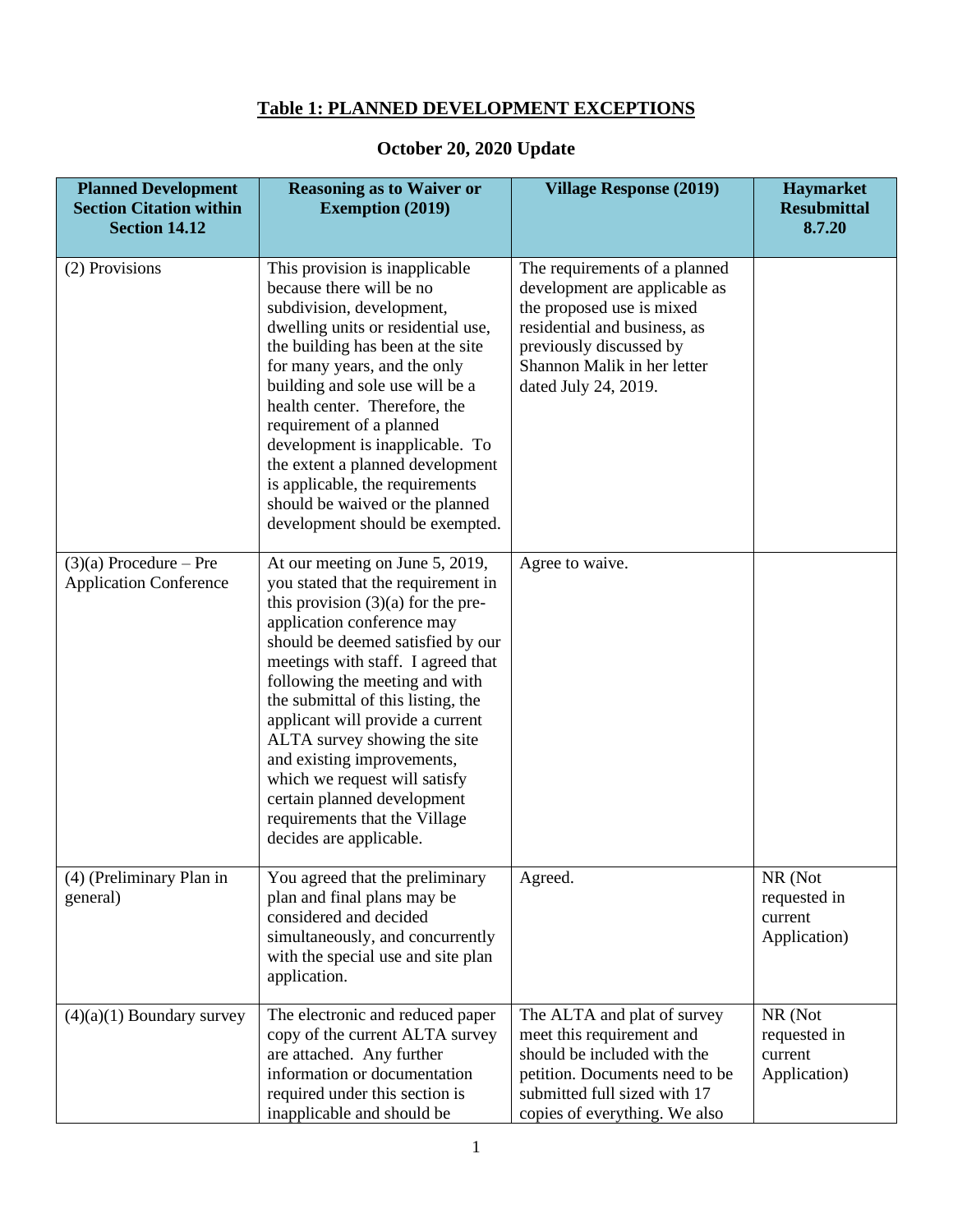## Table 1: PLANNED DEVELOPMENT EXCEPTIONS

### October 20, 2020 Update

| Planned Development Section Citation within Section 14.12 | Reasoning as to Waiver or Exemption (2019) | Village Response (2019) | Haymarket Resubmittal 8.7.20 |
|---|---|---|---|
| (2) Provisions | This provision is inapplicable because there will be no subdivision, development, dwelling units or residential use, the building has been at the site for many years, and the only building and sole use will be a health center. Therefore, the requirement of a planned development is inapplicable. To the extent a planned development is applicable, the requirements should be waived or the planned development should be exempted. | The requirements of a planned development are applicable as the proposed use is mixed residential and business, as previously discussed by Shannon Malik in her letter dated July 24, 2019. | |
| (3)(a) Procedure – Pre Application Conference | At our meeting on June 5, 2019, you stated that the requirement in this provision (3)(a) for the pre-application conference may should be deemed satisfied by our meetings with staff. I agreed that following the meeting and with the submittal of this listing, the applicant will provide a current ALTA survey showing the site and existing improvements, which we request will satisfy certain planned development requirements that the Village decides are applicable. | Agree to waive. | |
| (4) (Preliminary Plan in general) | You agreed that the preliminary plan and final plans may be considered and decided simultaneously, and concurrently with the special use and site plan application. | Agreed. | NR (Not requested in current Application) |
| (4)(a)(1) Boundary survey | The electronic and reduced paper copy of the current ALTA survey are attached. Any further information or documentation required under this section is inapplicable and should be | The ALTA and plat of survey meet this requirement and should be included with the petition. Documents need to be submitted full sized with 17 copies of everything. We also | NR (Not requested in current Application) |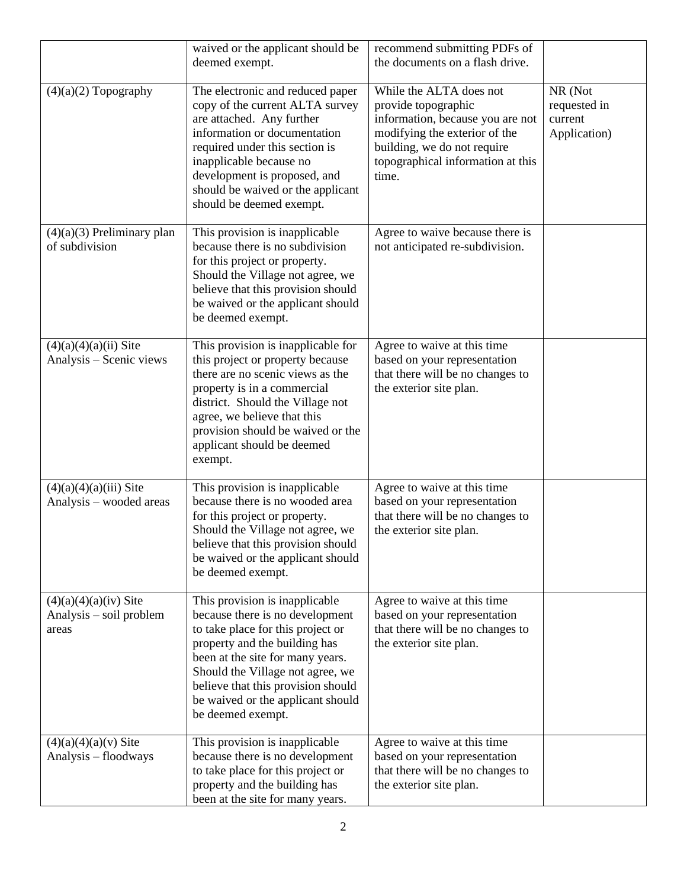|  |  |  |  |
|---|---|---|---|
|  | waived or the applicant should be deemed exempt. | recommend submitting PDFs of the documents on a flash drive. |  |
| (4)(a)(2) Topography | The electronic and reduced paper copy of the current ALTA survey are attached. Any further information or documentation required under this section is inapplicable because no development is proposed, and should be waived or the applicant should be deemed exempt. | While the ALTA does not provide topographic information, because you are not modifying the exterior of the building, we do not require topographical information at this time. | NR (Not requested in current Application) |
| (4)(a)(3) Preliminary plan of subdivision | This provision is inapplicable because there is no subdivision for this project or property. Should the Village not agree, we believe that this provision should be waived or the applicant should be deemed exempt. | Agree to waive because there is not anticipated re-subdivision. |  |
| (4)(a)(4)(a)(ii) Site Analysis – Scenic views | This provision is inapplicable for this project or property because there are no scenic views as the property is in a commercial district. Should the Village not agree, we believe that this provision should be waived or the applicant should be deemed exempt. | Agree to waive at this time based on your representation that there will be no changes to the exterior site plan. |  |
| (4)(a)(4)(a)(iii) Site Analysis – wooded areas | This provision is inapplicable because there is no wooded area for this project or property. Should the Village not agree, we believe that this provision should be waived or the applicant should be deemed exempt. | Agree to waive at this time based on your representation that there will be no changes to the exterior site plan. |  |
| (4)(a)(4)(a)(iv) Site Analysis – soil problem areas | This provision is inapplicable because there is no development to take place for this project or property and the building has been at the site for many years. Should the Village not agree, we believe that this provision should be waived or the applicant should be deemed exempt. | Agree to waive at this time based on your representation that there will be no changes to the exterior site plan. |  |
| (4)(a)(4)(a)(v) Site Analysis – floodways | This provision is inapplicable because there is no development to take place for this project or property and the building has been at the site for many years. | Agree to waive at this time based on your representation that there will be no changes to the exterior site plan. |  |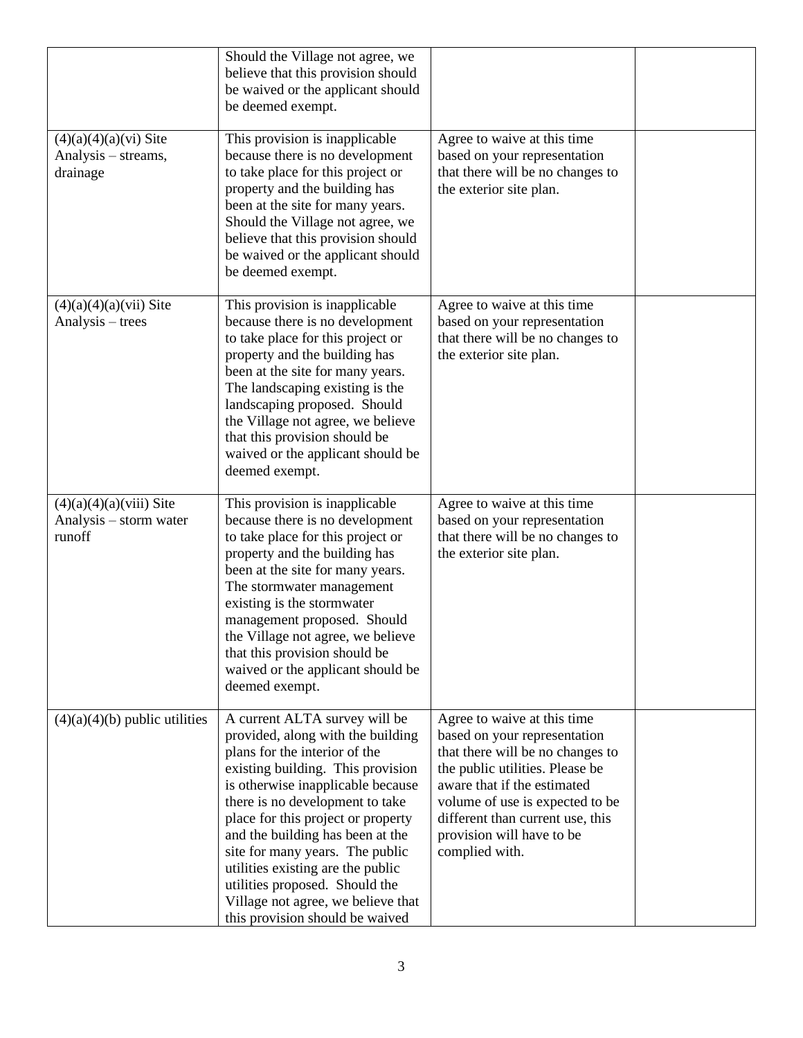| | | | |
|---|---|---|---|
| | Should the Village not agree, we believe that this provision should be waived or the applicant should be deemed exempt. | | |
| (4)(a)(4)(a)(vi) Site Analysis – streams, drainage | This provision is inapplicable because there is no development to take place for this project or property and the building has been at the site for many years. Should the Village not agree, we believe that this provision should be waived or the applicant should be deemed exempt. | Agree to waive at this time based on your representation that there will be no changes to the exterior site plan. | |
| (4)(a)(4)(a)(vii) Site Analysis – trees | This provision is inapplicable because there is no development to take place for this project or property and the building has been at the site for many years. The landscaping existing is the landscaping proposed. Should the Village not agree, we believe that this provision should be waived or the applicant should be deemed exempt. | Agree to waive at this time based on your representation that there will be no changes to the exterior site plan. | |
| (4)(a)(4)(a)(viii) Site Analysis – storm water runoff | This provision is inapplicable because there is no development to take place for this project or property and the building has been at the site for many years. The stormwater management existing is the stormwater management proposed. Should the Village not agree, we believe that this provision should be waived or the applicant should be deemed exempt. | Agree to waive at this time based on your representation that there will be no changes to the exterior site plan. | |
| (4)(a)(4)(b) public utilities | A current ALTA survey will be provided, along with the building plans for the interior of the existing building. This provision is otherwise inapplicable because there is no development to take place for this project or property and the building has been at the site for many years. The public utilities existing are the public utilities proposed. Should the Village not agree, we believe that this provision should be waived | Agree to waive at this time based on your representation that there will be no changes to the public utilities. Please be aware that if the estimated volume of use is expected to be different than current use, this provision will have to be complied with. | |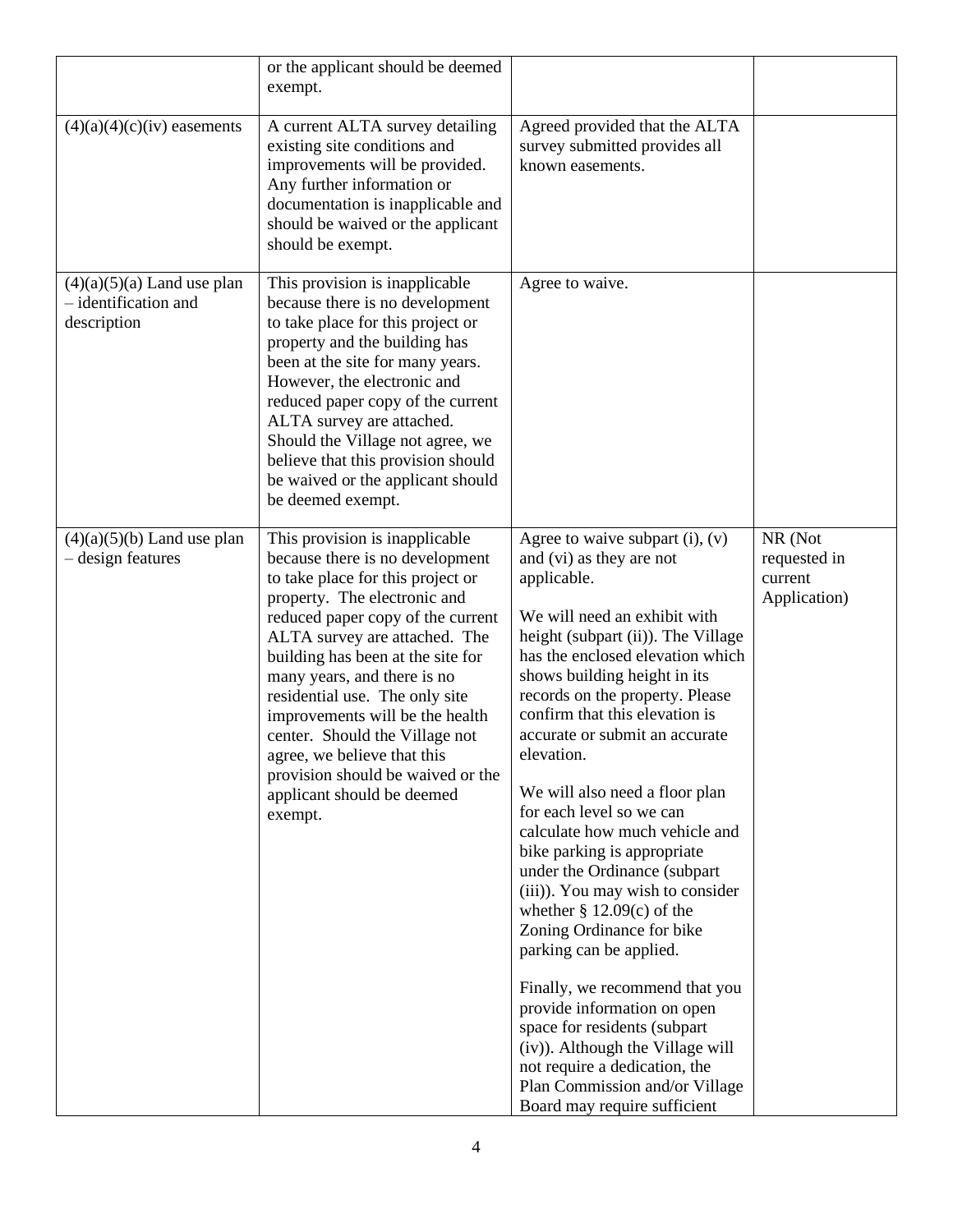| | | | |
|---|---|---|---|
| | or the applicant should be deemed exempt. | | |
| (4)(a)(4)(c)(iv) easements | A current ALTA survey detailing existing site conditions and improvements will be provided. Any further information or documentation is inapplicable and should be waived or the applicant should be exempt. | Agreed provided that the ALTA survey submitted provides all known easements. | |
| (4)(a)(5)(a) Land use plan – identification and description | This provision is inapplicable because there is no development to take place for this project or property and the building has been at the site for many years. However, the electronic and reduced paper copy of the current ALTA survey are attached. Should the Village not agree, we believe that this provision should be waived or the applicant should be deemed exempt. | Agree to waive. | |
| (4)(a)(5)(b) Land use plan – design features | This provision is inapplicable because there is no development to take place for this project or property. The electronic and reduced paper copy of the current ALTA survey are attached. The building has been at the site for many years, and there is no residential use. The only site improvements will be the health center. Should the Village not agree, we believe that this provision should be waived or the applicant should be deemed exempt. | Agree to waive subpart (i), (v) and (vi) as they are not applicable.<br><br>We will need an exhibit with height (subpart (ii)). The Village has the enclosed elevation which shows building height in its records on the property. Please confirm that this elevation is accurate or submit an accurate elevation.<br><br>We will also need a floor plan for each level so we can calculate how much vehicle and bike parking is appropriate under the Ordinance (subpart (iii)). You may wish to consider whether § 12.09(c) of the Zoning Ordinance for bike parking can be applied.<br><br>Finally, we recommend that you provide information on open space for residents (subpart (iv)). Although the Village will not require a dedication, the Plan Commission and/or Village Board may require sufficient | NR (Not requested in current Application) |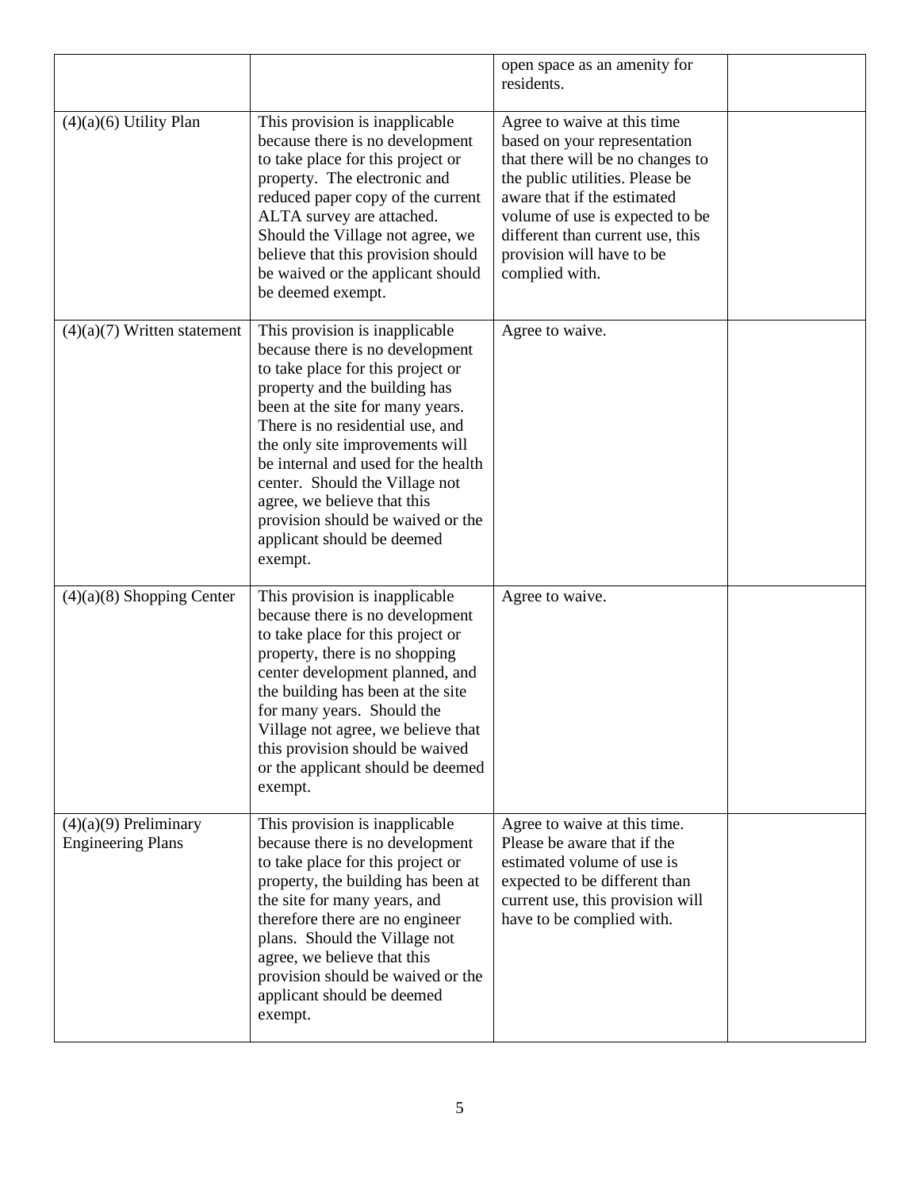| | | open space as an amenity for residents. | |
|---|---|---|---|
| (4)(a)(6) Utility Plan | This provision is inapplicable because there is no development to take place for this project or property. The electronic and reduced paper copy of the current ALTA survey are attached. Should the Village not agree, we believe that this provision should be waived or the applicant should be deemed exempt. | Agree to waive at this time based on your representation that there will be no changes to the public utilities. Please be aware that if the estimated volume of use is expected to be different than current use, this provision will have to be complied with. | |
| (4)(a)(7) Written statement | This provision is inapplicable because there is no development to take place for this project or property and the building has been at the site for many years. There is no residential use, and the only site improvements will be internal and used for the health center. Should the Village not agree, we believe that this provision should be waived or the applicant should be deemed exempt. | Agree to waive. | |
| (4)(a)(8) Shopping Center | This provision is inapplicable because there is no development to take place for this project or property, there is no shopping center development planned, and the building has been at the site for many years. Should the Village not agree, we believe that this provision should be waived or the applicant should be deemed exempt. | Agree to waive. | |
| (4)(a)(9) Preliminary Engineering Plans | This provision is inapplicable because there is no development to take place for this project or property, the building has been at the site for many years, and therefore there are no engineer plans. Should the Village not agree, we believe that this provision should be waived or the applicant should be deemed exempt. | Agree to waive at this time. Please be aware that if the estimated volume of use is expected to be different than current use, this provision will have to be complied with. | |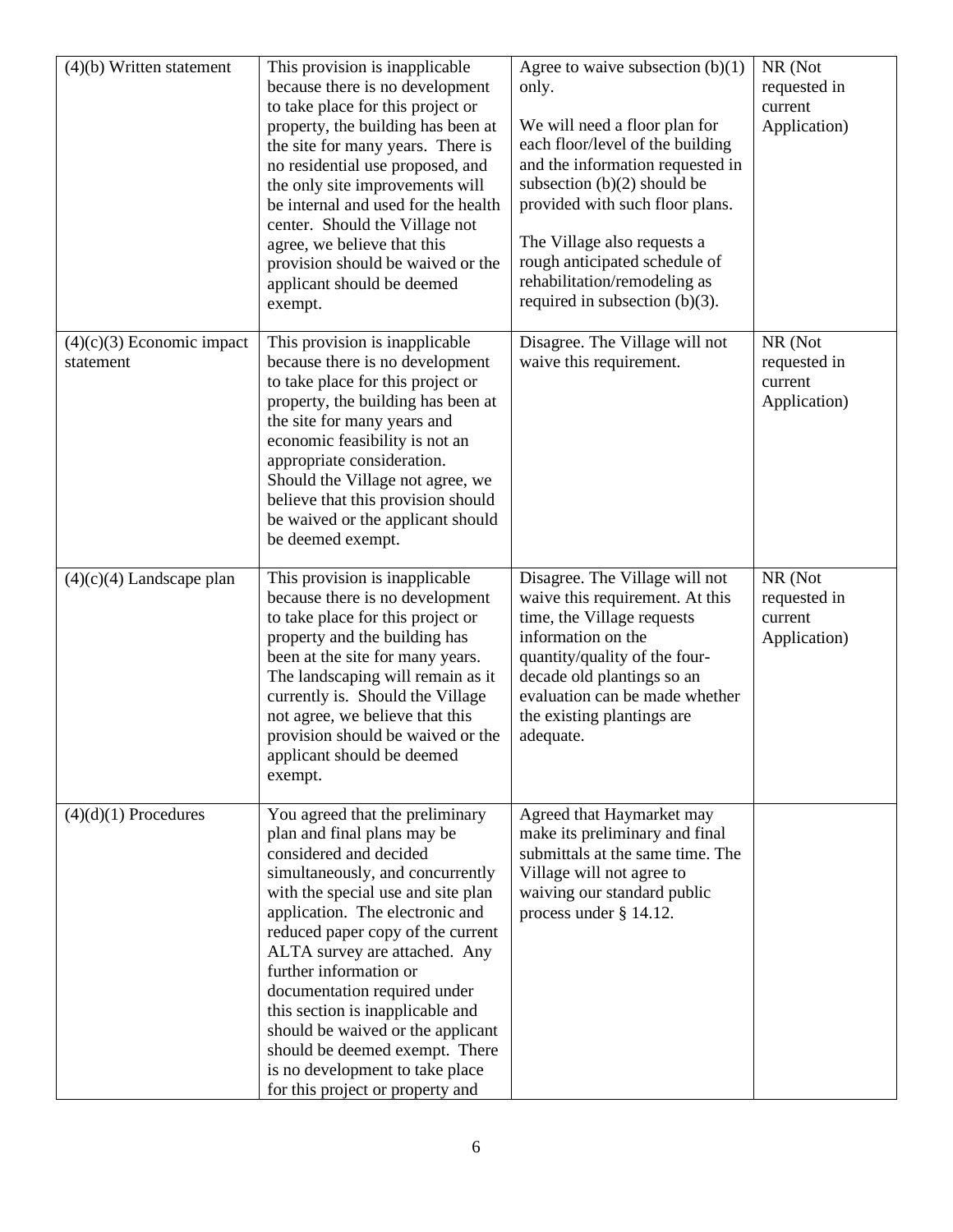| (4)(b) Written statement | This provision is inapplicable because there is no development to take place for this project or property, the building has been at the site for many years. There is no residential use proposed, and the only site improvements will be internal and used for the health center. Should the Village not agree, we believe that this provision should be waived or the applicant should be deemed exempt. | Agree to waive subsection (b)(1) only.<br><br>We will need a floor plan for each floor/level of the building and the information requested in subsection (b)(2) should be provided with such floor plans.<br><br>The Village also requests a rough anticipated schedule of rehabilitation/remodeling as required in subsection (b)(3). | NR (Not requested in current Application) |
|---|---|---|---|
| (4)(c)(3) Economic impact statement | This provision is inapplicable because there is no development to take place for this project or property, the building has been at the site for many years and economic feasibility is not an appropriate consideration. Should the Village not agree, we believe that this provision should be waived or the applicant should be deemed exempt. | Disagree. The Village will not waive this requirement. | NR (Not requested in current Application) |
| (4)(c)(4) Landscape plan | This provision is inapplicable because there is no development to take place for this project or property and the building has been at the site for many years. The landscaping will remain as it currently is. Should the Village not agree, we believe that this provision should be waived or the applicant should be deemed exempt. | Disagree. The Village will not waive this requirement. At this time, the Village requests information on the quantity/quality of the four-decade old plantings so an evaluation can be made whether the existing plantings are adequate. | NR (Not requested in current Application) |
| (4)(d)(1) Procedures | You agreed that the preliminary plan and final plans may be considered and decided simultaneously, and concurrently with the special use and site plan application. The electronic and reduced paper copy of the current ALTA survey are attached. Any further information or documentation required under this section is inapplicable and should be waived or the applicant should be deemed exempt. There is no development to take place for this project or property and | Agreed that Haymarket may make its preliminary and final submittals at the same time. The Village will not agree to waiving our standard public process under § 14.12. | |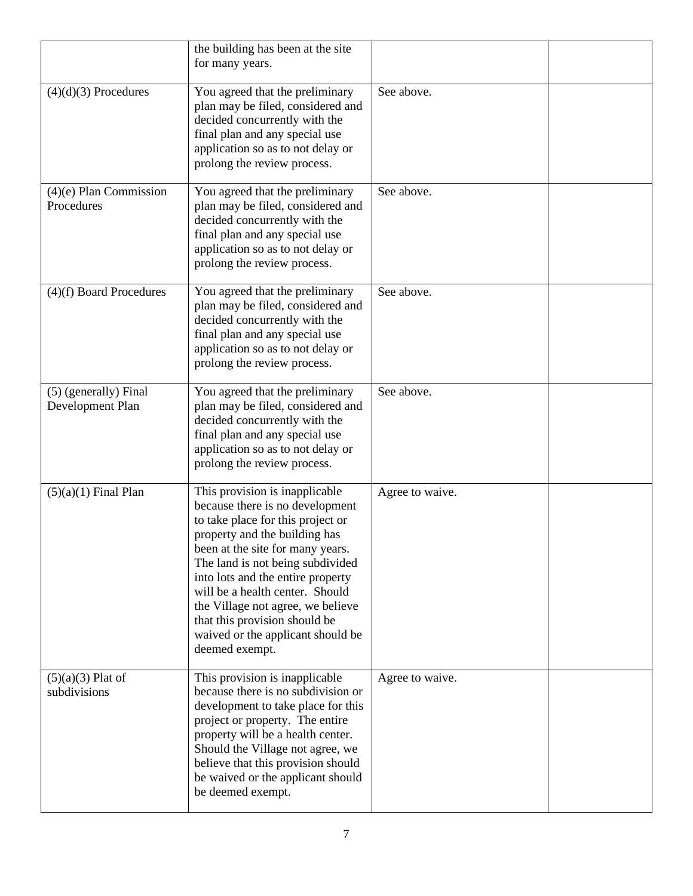| | | | |
|---|---|---|---|
| | the building has been at the site for many years. | | |
| (4)(d)(3) Procedures | You agreed that the preliminary plan may be filed, considered and decided concurrently with the final plan and any special use application so as to not delay or prolong the review process. | See above. | |
| (4)(e) Plan Commission Procedures | You agreed that the preliminary plan may be filed, considered and decided concurrently with the final plan and any special use application so as to not delay or prolong the review process. | See above. | |
| (4)(f) Board Procedures | You agreed that the preliminary plan may be filed, considered and decided concurrently with the final plan and any special use application so as to not delay or prolong the review process. | See above. | |
| (5) (generally) Final Development Plan | You agreed that the preliminary plan may be filed, considered and decided concurrently with the final plan and any special use application so as to not delay or prolong the review process. | See above. | |
| (5)(a)(1) Final Plan | This provision is inapplicable because there is no development to take place for this project or property and the building has been at the site for many years. The land is not being subdivided into lots and the entire property will be a health center. Should the Village not agree, we believe that this provision should be waived or the applicant should be deemed exempt. | Agree to waive. | |
| (5)(a)(3) Plat of subdivisions | This provision is inapplicable because there is no subdivision or development to take place for this project or property. The entire property will be a health center. Should the Village not agree, we believe that this provision should be waived or the applicant should be deemed exempt. | Agree to waive. | |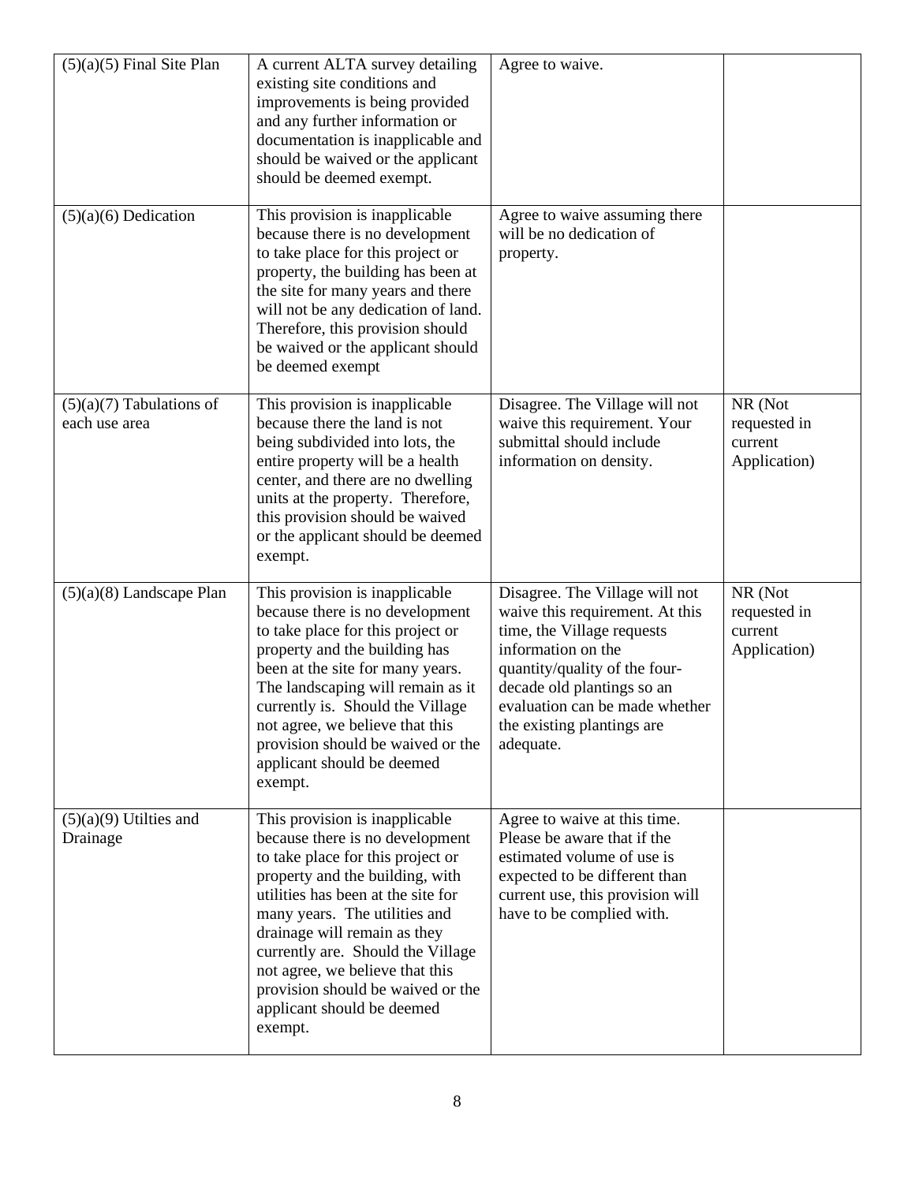| (5)(a)(5) Final Site Plan | A current ALTA survey detailing existing site conditions and improvements is being provided and any further information or documentation is inapplicable and should be waived or the applicant should be deemed exempt. | Agree to waive. | |
|---|---|---|---|
| (5)(a)(6) Dedication | This provision is inapplicable because there is no development to take place for this project or property, the building has been at the site for many years and there will not be any dedication of land. Therefore, this provision should be waived or the applicant should be deemed exempt | Agree to waive assuming there will be no dedication of property. | |
| (5)(a)(7) Tabulations of each use area | This provision is inapplicable because there the land is not being subdivided into lots, the entire property will be a health center, and there are no dwelling units at the property. Therefore, this provision should be waived or the applicant should be deemed exempt. | Disagree. The Village will not waive this requirement. Your submittal should include information on density. | NR (Not requested in current Application) |
| (5)(a)(8) Landscape Plan | This provision is inapplicable because there is no development to take place for this project or property and the building has been at the site for many years. The landscaping will remain as it currently is. Should the Village not agree, we believe that this provision should be waived or the applicant should be deemed exempt. | Disagree. The Village will not waive this requirement. At this time, the Village requests information on the quantity/quality of the four-decade old plantings so an evaluation can be made whether the existing plantings are adequate. | NR (Not requested in current Application) |
| (5)(a)(9) Utilties and Drainage | This provision is inapplicable because there is no development to take place for this project or property and the building, with utilities has been at the site for many years. The utilities and drainage will remain as they currently are. Should the Village not agree, we believe that this provision should be waived or the applicant should be deemed exempt. | Agree to waive at this time. Please be aware that if the estimated volume of use is expected to be different than current use, this provision will have to be complied with. | |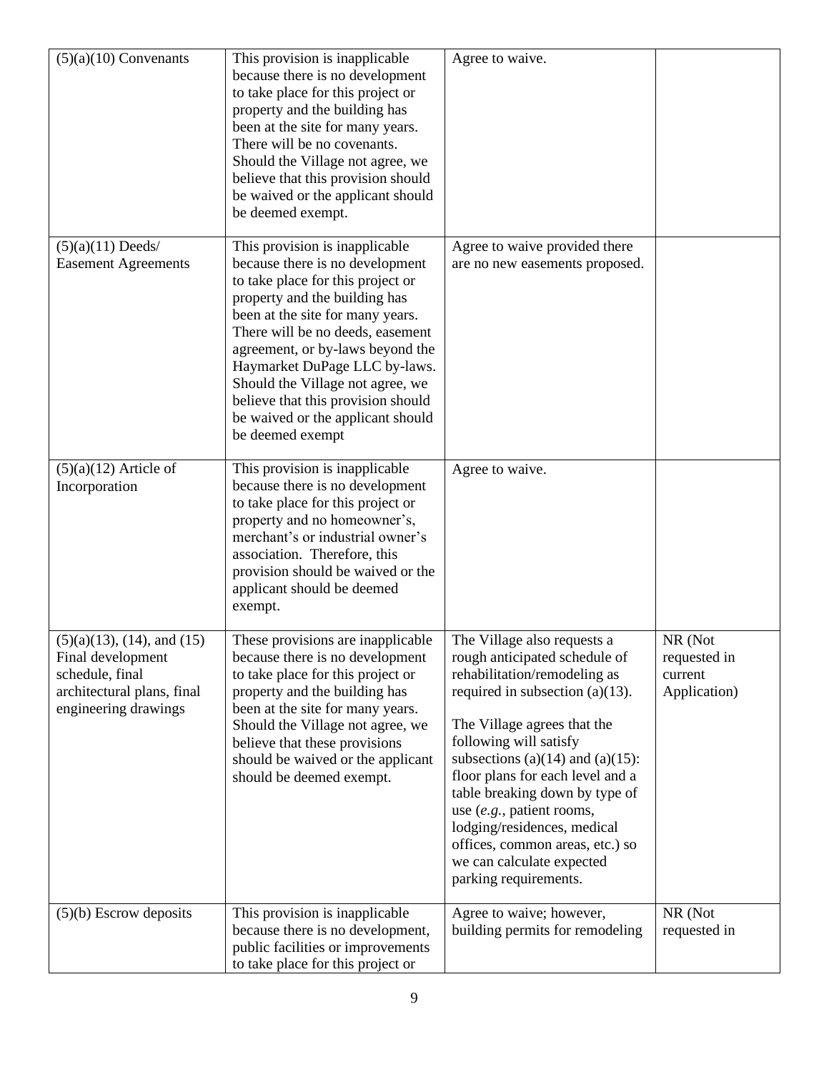| | | | |
|---|---|---|---|
| (5)(a)(10) Convenants | This provision is inapplicable because there is no development to take place for this project or property and the building has been at the site for many years. There will be no covenants. Should the Village not agree, we believe that this provision should be waived or the applicant should be deemed exempt. | Agree to waive. | |
| (5)(a)(11) Deeds/ Easement Agreements | This provision is inapplicable because there is no development to take place for this project or property and the building has been at the site for many years. There will be no deeds, easement agreement, or by-laws beyond the Haymarket DuPage LLC by-laws. Should the Village not agree, we believe that this provision should be waived or the applicant should be deemed exempt | Agree to waive provided there are no new easements proposed. | |
| (5)(a)(12) Article of Incorporation | This provision is inapplicable because there is no development to take place for this project or property and no homeowner's, merchant's or industrial owner's association. Therefore, this provision should be waived or the applicant should be deemed exempt. | Agree to waive. | |
| (5)(a)(13), (14), and (15) Final development schedule, final architectural plans, final engineering drawings | These provisions are inapplicable because there is no development to take place for this project or property and the building has been at the site for many years. Should the Village not agree, we believe that these provisions should be waived or the applicant should be deemed exempt. | The Village also requests a rough anticipated schedule of rehabilitation/remodeling as required in subsection (a)(13).<br><br>The Village agrees that the following will satisfy subsections (a)(14) and (a)(15): floor plans for each level and a table breaking down by type of use (*e.g.*, patient rooms, lodging/residences, medical offices, common areas, etc.) so we can calculate expected parking requirements. | NR (Not requested in current Application) |
| (5)(b) Escrow deposits | This provision is inapplicable because there is no development, public facilities or improvements to take place for this project or | Agree to waive; however, building permits for remodeling | NR (Not requested in |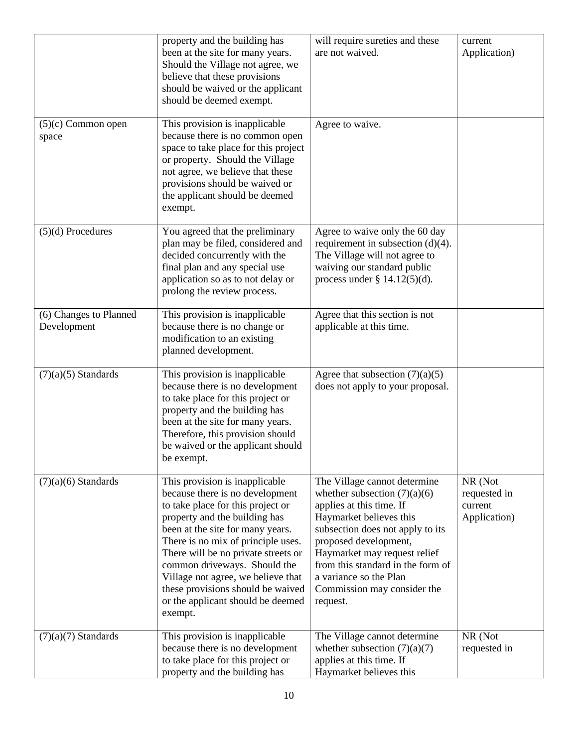| | | | |
|---|---|---|---|
| | property and the building has been at the site for many years. Should the Village not agree, we believe that these provisions should be waived or the applicant should be deemed exempt. | will require sureties and these are not waived. | current Application) |
| (5)(c) Common open space | This provision is inapplicable because there is no common open space to take place for this project or property. Should the Village not agree, we believe that these provisions should be waived or the applicant should be deemed exempt. | Agree to waive. | |
| (5)(d) Procedures | You agreed that the preliminary plan may be filed, considered and decided concurrently with the final plan and any special use application so as to not delay or prolong the review process. | Agree to waive only the 60 day requirement in subsection (d)(4). The Village will not agree to waiving our standard public process under § 14.12(5)(d). | |
| (6) Changes to Planned Development | This provision is inapplicable because there is no change or modification to an existing planned development. | Agree that this section is not applicable at this time. | |
| (7)(a)(5) Standards | This provision is inapplicable because there is no development to take place for this project or property and the building has been at the site for many years. Therefore, this provision should be waived or the applicant should be exempt. | Agree that subsection (7)(a)(5) does not apply to your proposal. | |
| (7)(a)(6) Standards | This provision is inapplicable because there is no development to take place for this project or property and the building has been at the site for many years. There is no mix of principle uses. There will be no private streets or common driveways. Should the Village not agree, we believe that these provisions should be waived or the applicant should be deemed exempt. | The Village cannot determine whether subsection (7)(a)(6) applies at this time. If Haymarket believes this subsection does not apply to its proposed development, Haymarket may request relief from this standard in the form of a variance so the Plan Commission may consider the request. | NR (Not requested in current Application) |
| (7)(a)(7) Standards | This provision is inapplicable because there is no development to take place for this project or property and the building has | The Village cannot determine whether subsection (7)(a)(7) applies at this time. If Haymarket believes this | NR (Not requested in |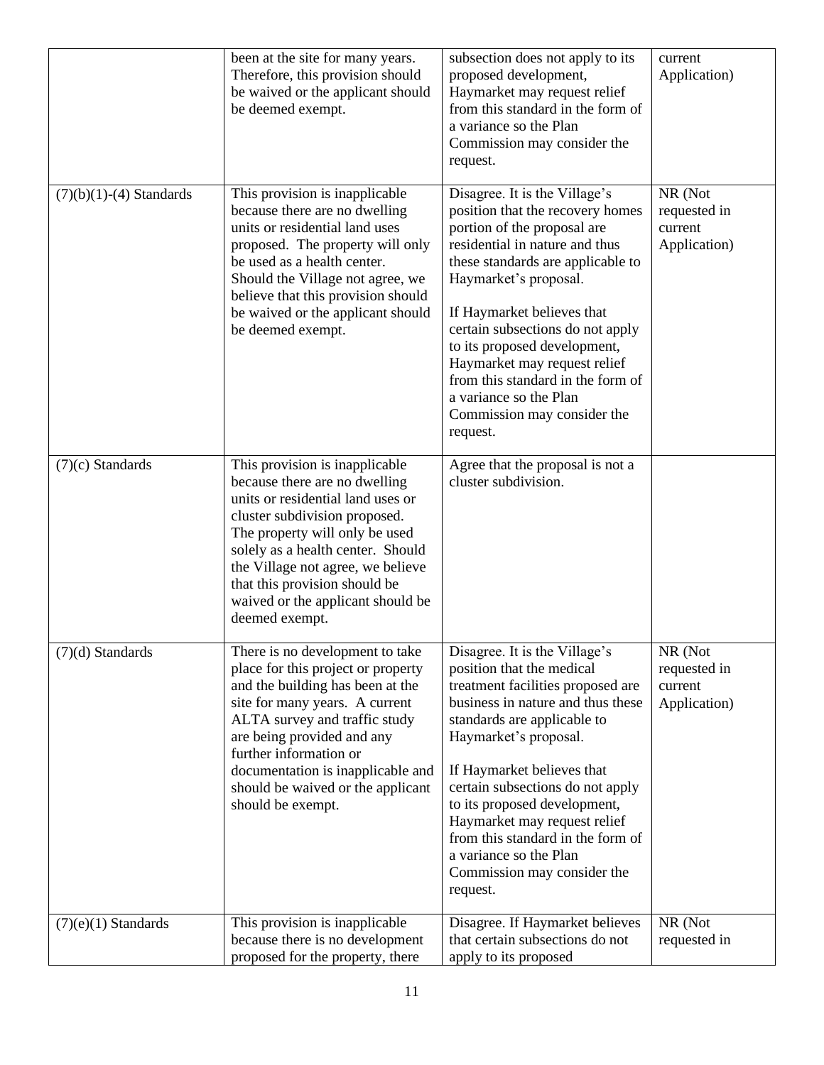| | | | |
|---|---|---|---|
| | been at the site for many years. Therefore, this provision should be waived or the applicant should be deemed exempt. | subsection does not apply to its proposed development, Haymarket may request relief from this standard in the form of a variance so the Plan Commission may consider the request. | current Application) |
| (7)(b)(1)-(4) Standards | This provision is inapplicable because there are no dwelling units or residential land uses proposed. The property will only be used as a health center. Should the Village not agree, we believe that this provision should be waived or the applicant should be deemed exempt. | Disagree. It is the Village's position that the recovery homes portion of the proposal are residential in nature and thus these standards are applicable to Haymarket's proposal.<br><br>If Haymarket believes that certain subsections do not apply to its proposed development, Haymarket may request relief from this standard in the form of a variance so the Plan Commission may consider the request. | NR (Not requested in current Application) |
| (7)(c) Standards | This provision is inapplicable because there are no dwelling units or residential land uses or cluster subdivision proposed. The property will only be used solely as a health center. Should the Village not agree, we believe that this provision should be waived or the applicant should be deemed exempt. | Agree that the proposal is not a cluster subdivision. | |
| (7)(d) Standards | There is no development to take place for this project or property and the building has been at the site for many years. A current ALTA survey and traffic study are being provided and any further information or documentation is inapplicable and should be waived or the applicant should be exempt. | Disagree. It is the Village's position that the medical treatment facilities proposed are business in nature and thus these standards are applicable to Haymarket's proposal.<br><br>If Haymarket believes that certain subsections do not apply to its proposed development, Haymarket may request relief from this standard in the form of a variance so the Plan Commission may consider the request. | NR (Not requested in current Application) |
| (7)(e)(1) Standards | This provision is inapplicable because there is no development proposed for the property, there | Disagree. If Haymarket believes that certain subsections do not apply to its proposed | NR (Not requested in |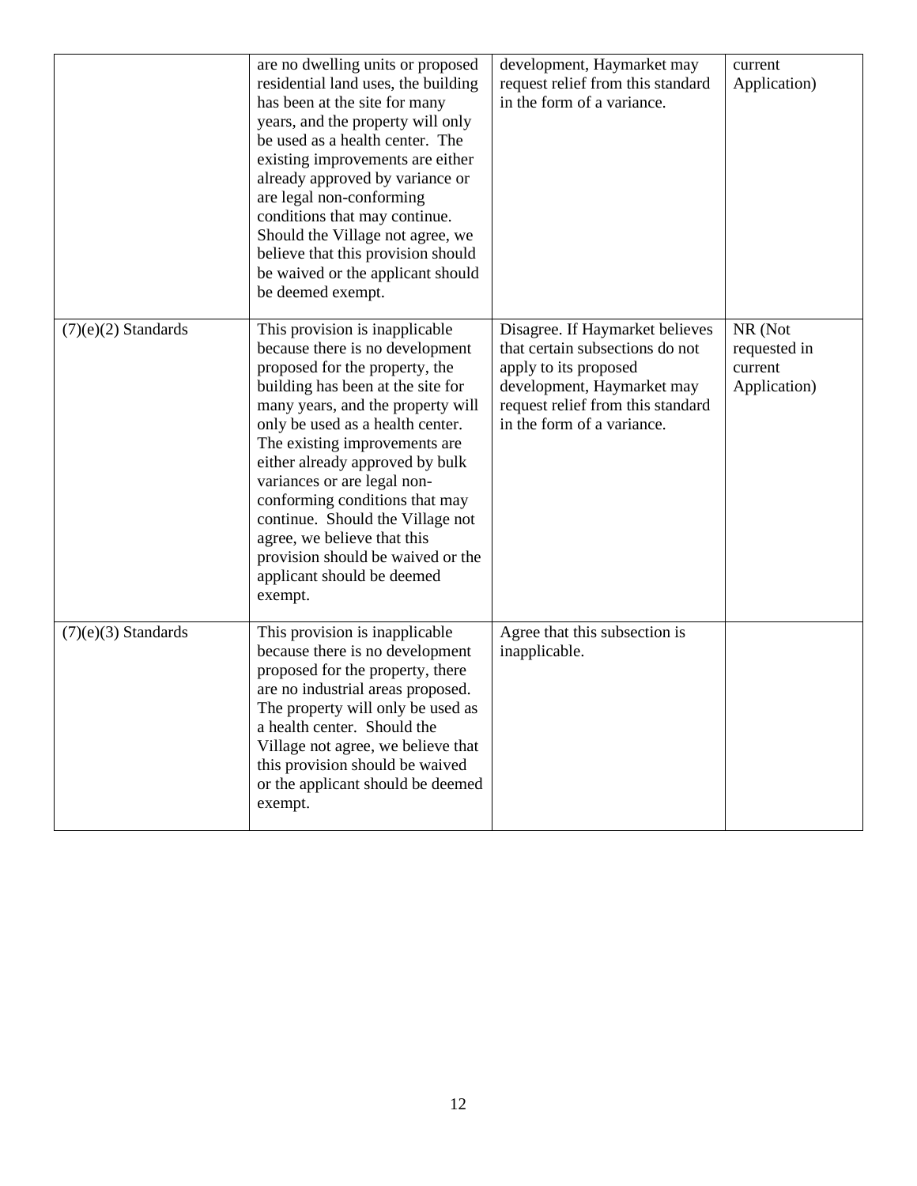| | | | |
|---|---|---|---|
| | are no dwelling units or proposed residential land uses, the building has been at the site for many years, and the property will only be used as a health center. The existing improvements are either already approved by variance or are legal non-conforming conditions that may continue. Should the Village not agree, we believe that this provision should be waived or the applicant should be deemed exempt. | development, Haymarket may request relief from this standard in the form of a variance. | current Application) |
| (7)(e)(2) Standards | This provision is inapplicable because there is no development proposed for the property, the building has been at the site for many years, and the property will only be used as a health center. The existing improvements are either already approved by bulk variances or are legal non-conforming conditions that may continue. Should the Village not agree, we believe that this provision should be waived or the applicant should be deemed exempt. | Disagree. If Haymarket believes that certain subsections do not apply to its proposed development, Haymarket may request relief from this standard in the form of a variance. | NR (Not requested in current Application) |
| (7)(e)(3) Standards | This provision is inapplicable because there is no development proposed for the property, there are no industrial areas proposed. The property will only be used as a health center. Should the Village not agree, we believe that this provision should be waived or the applicant should be deemed exempt. | Agree that this subsection is inapplicable. | |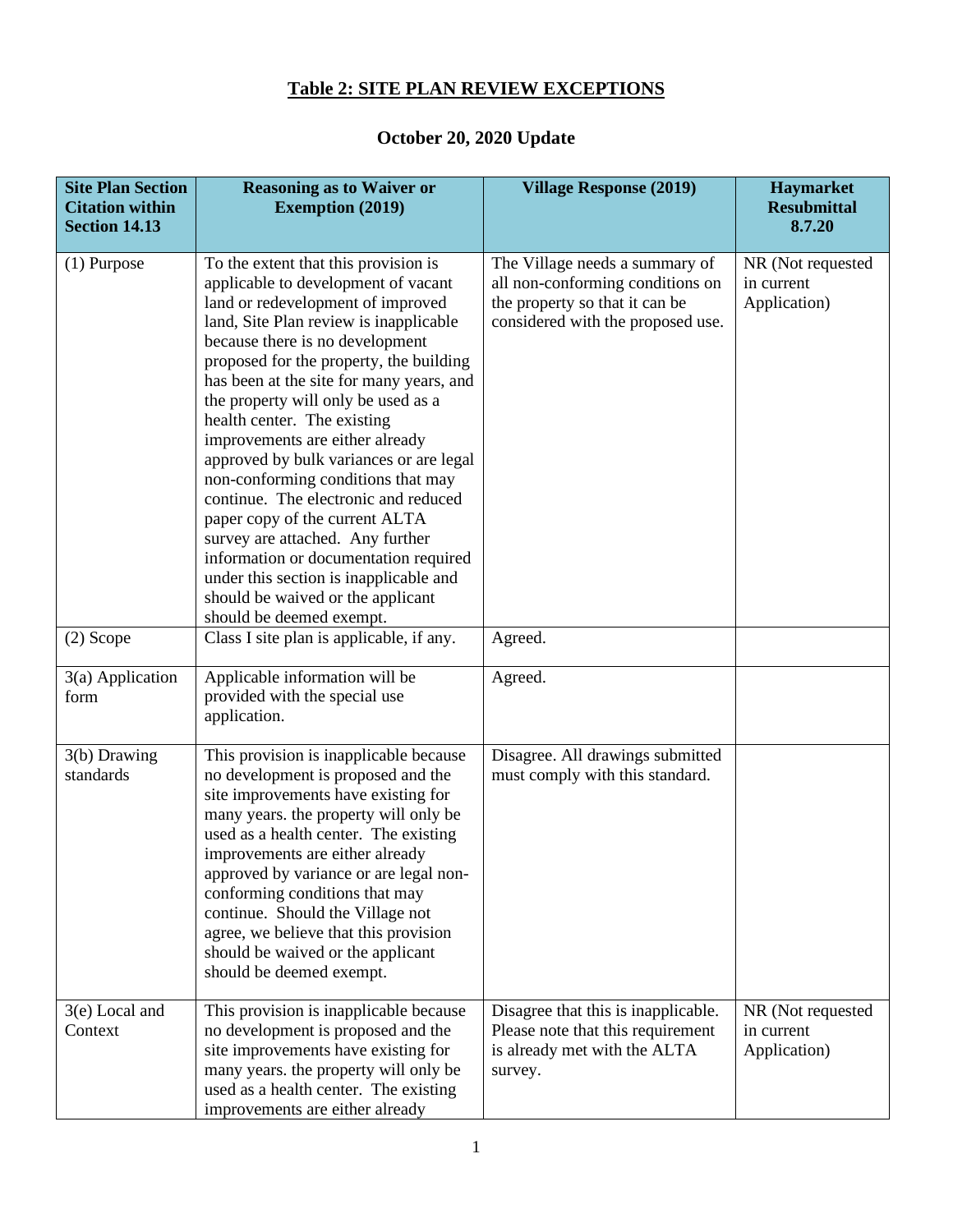# Table 2: SITE PLAN REVIEW EXCEPTIONS

## October 20, 2020 Update

| Site Plan Section Citation within Section 14.13 | Reasoning as to Waiver or Exemption (2019) | Village Response (2019) | Haymarket Resubmittal 8.7.20 |
|---|---|---|---|
| (1) Purpose | To the extent that this provision is applicable to development of vacant land or redevelopment of improved land, Site Plan review is inapplicable because there is no development proposed for the property, the building has been at the site for many years, and the property will only be used as a health center. The existing improvements are either already approved by bulk variances or are legal non-conforming conditions that may continue. The electronic and reduced paper copy of the current ALTA survey are attached. Any further information or documentation required under this section is inapplicable and should be waived or the applicant should be deemed exempt. | The Village needs a summary of all non-conforming conditions on the property so that it can be considered with the proposed use. | NR (Not requested in current Application) |
| (2) Scope | Class I site plan is applicable, if any. | Agreed. | |
| 3(a) Application form | Applicable information will be provided with the special use application. | Agreed. | |
| 3(b) Drawing standards | This provision is inapplicable because no development is proposed and the site improvements have existing for many years. the property will only be used as a health center. The existing improvements are either already approved by variance or are legal non-conforming conditions that may continue. Should the Village not agree, we believe that this provision should be waived or the applicant should be deemed exempt. | Disagree. All drawings submitted must comply with this standard. | |
| 3(e) Local and Context | This provision is inapplicable because no development is proposed and the site improvements have existing for many years. the property will only be used as a health center. The existing improvements are either already | Disagree that this is inapplicable. Please note that this requirement is already met with the ALTA survey. | NR (Not requested in current Application) |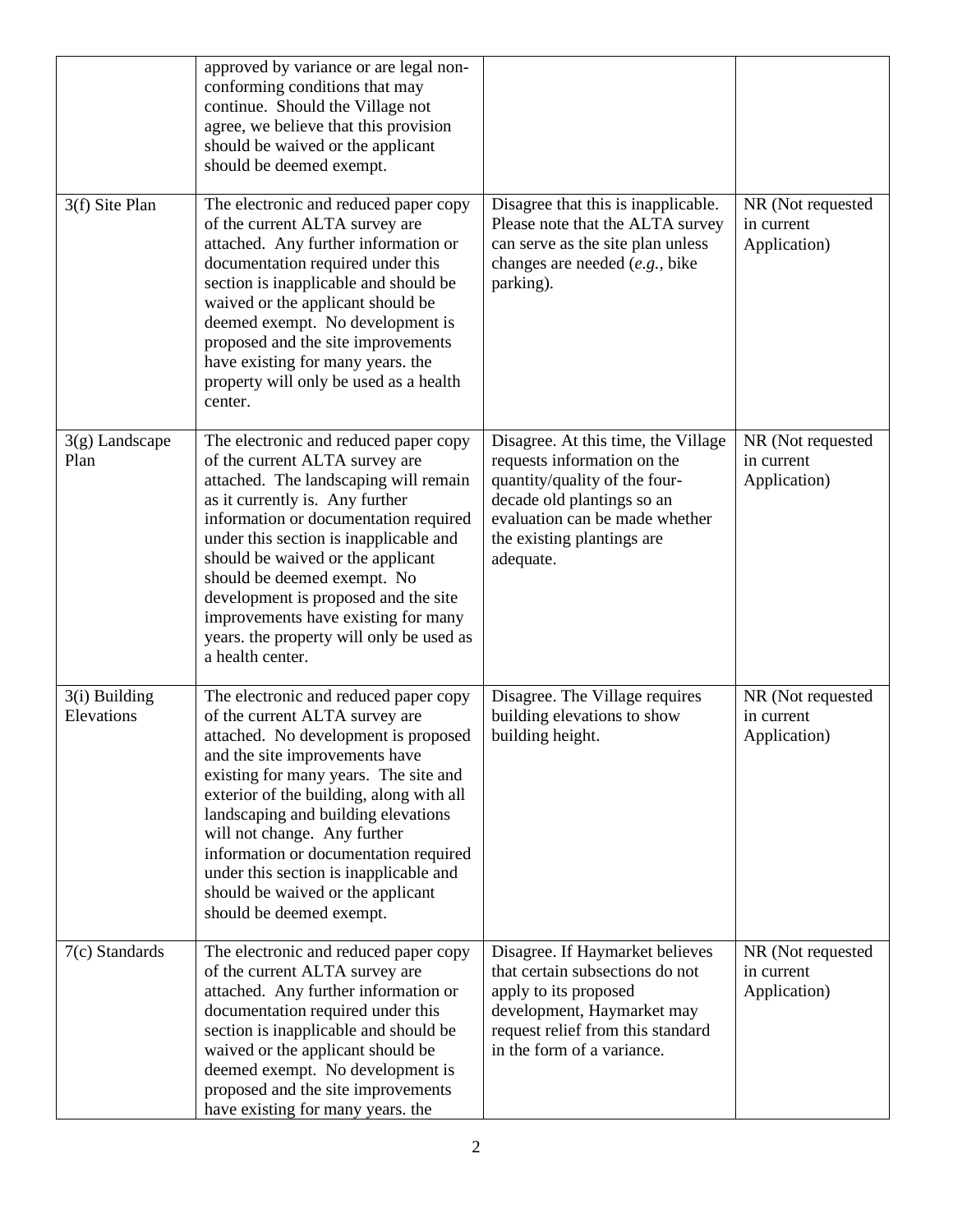|  |  |  |  |
|---|---|---|---|
|  | approved by variance or are legal non-conforming conditions that may continue. Should the Village not agree, we believe that this provision should be waived or the applicant should be deemed exempt. |  |  |
| 3(f) Site Plan | The electronic and reduced paper copy of the current ALTA survey are attached. Any further information or documentation required under this section is inapplicable and should be waived or the applicant should be deemed exempt. No development is proposed and the site improvements have existing for many years. the property will only be used as a health center. | Disagree that this is inapplicable. Please note that the ALTA survey can serve as the site plan unless changes are needed (*e.g.*, bike parking). | NR (Not requested in current Application) |
| 3(g) Landscape Plan | The electronic and reduced paper copy of the current ALTA survey are attached. The landscaping will remain as it currently is. Any further information or documentation required under this section is inapplicable and should be waived or the applicant should be deemed exempt. No development is proposed and the site improvements have existing for many years. the property will only be used as a health center. | Disagree. At this time, the Village requests information on the quantity/quality of the four-decade old plantings so an evaluation can be made whether the existing plantings are adequate. | NR (Not requested in current Application) |
| 3(i) Building Elevations | The electronic and reduced paper copy of the current ALTA survey are attached. No development is proposed and the site improvements have existing for many years. The site and exterior of the building, along with all landscaping and building elevations will not change. Any further information or documentation required under this section is inapplicable and should be waived or the applicant should be deemed exempt. | Disagree. The Village requires building elevations to show building height. | NR (Not requested in current Application) |
| 7(c) Standards | The electronic and reduced paper copy of the current ALTA survey are attached. Any further information or documentation required under this section is inapplicable and should be waived or the applicant should be deemed exempt. No development is proposed and the site improvements have existing for many years. the | Disagree. If Haymarket believes that certain subsections do not apply to its proposed development, Haymarket may request relief from this standard in the form of a variance. | NR (Not requested in current Application) |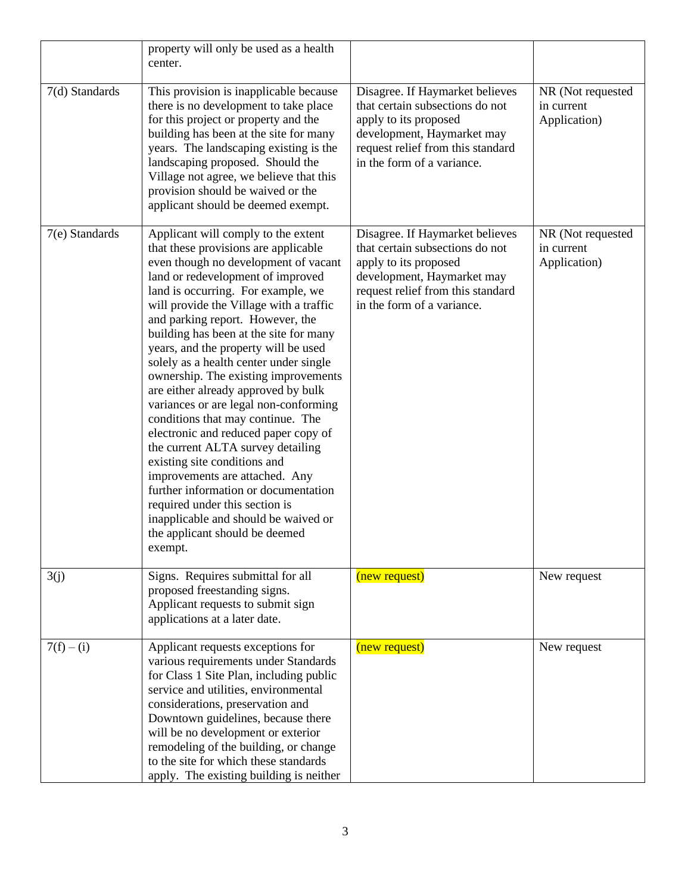| | | | |
|---|---|---|---|
| | property will only be used as a health center. | | |
| 7(d) Standards | This provision is inapplicable because there is no development to take place for this project or property and the building has been at the site for many years. The landscaping existing is the landscaping proposed. Should the Village not agree, we believe that this provision should be waived or the applicant should be deemed exempt. | Disagree. If Haymarket believes that certain subsections do not apply to its proposed development, Haymarket may request relief from this standard in the form of a variance. | NR (Not requested in current Application) |
| 7(e) Standards | Applicant will comply to the extent that these provisions are applicable even though no development of vacant land or redevelopment of improved land is occurring. For example, we will provide the Village with a traffic and parking report. However, the building has been at the site for many years, and the property will be used solely as a health center under single ownership. The existing improvements are either already approved by bulk variances or are legal non-conforming conditions that may continue. The electronic and reduced paper copy of the current ALTA survey detailing existing site conditions and improvements are attached. Any further information or documentation required under this section is inapplicable and should be waived or the applicant should be deemed exempt. | Disagree. If Haymarket believes that certain subsections do not apply to its proposed development, Haymarket may request relief from this standard in the form of a variance. | NR (Not requested in current Application) |
| 3(j) | Signs. Requires submittal for all proposed freestanding signs. Applicant requests to submit sign applications at a later date. | (new request) | New request |
| 7(f) – (i) | Applicant requests exceptions for various requirements under Standards for Class 1 Site Plan, including public service and utilities, environmental considerations, preservation and Downtown guidelines, because there will be no development or exterior remodeling of the building, or change to the site for which these standards apply. The existing building is neither | (new request) | New request |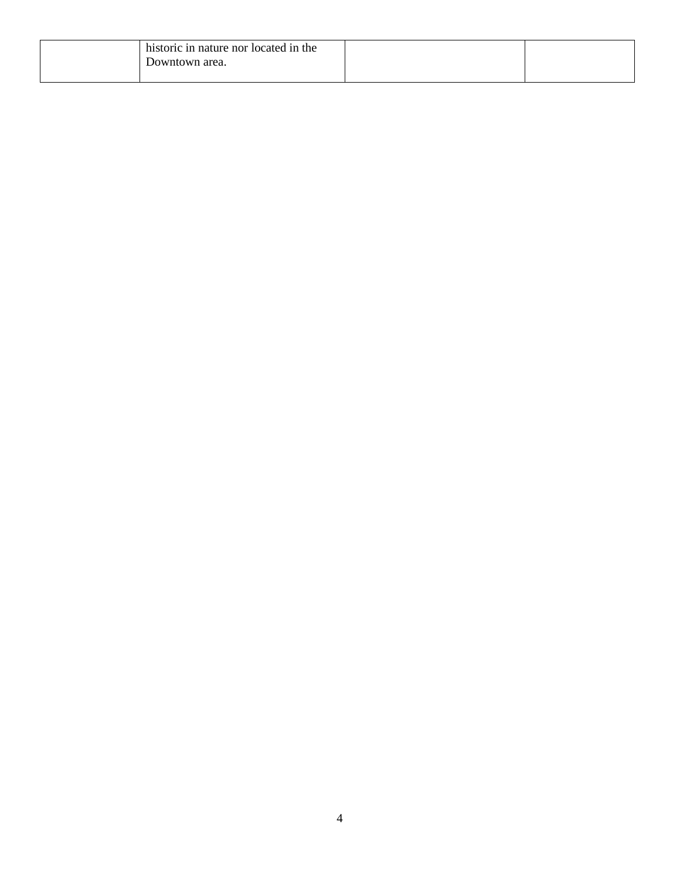| | | | |
|---|---|---|---|
| | historic in nature nor located in the Downtown area. | | |